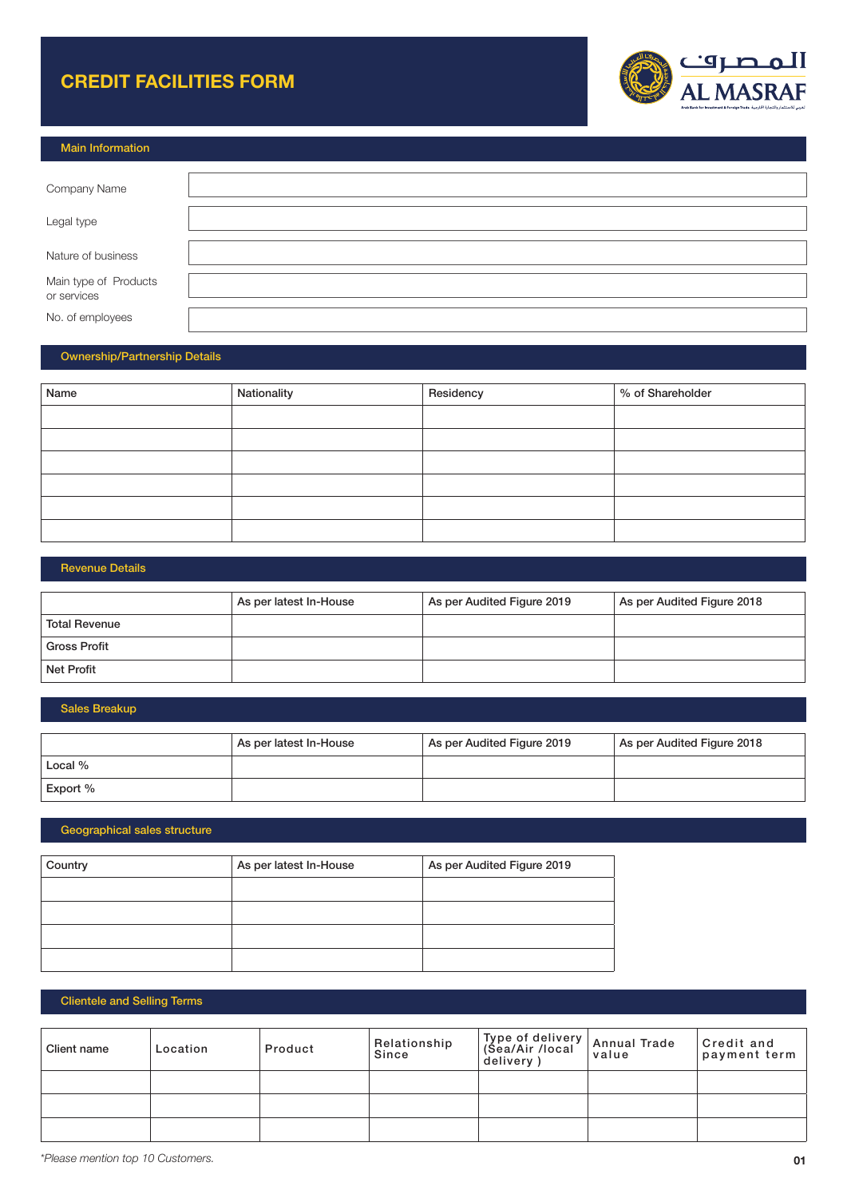# CREDIT FACILITIES FORM

المصرف
AL MASRAF

## Main Information

| | |
|---|---|
| Company Name | |
| Legal type | |
| Nature of business | |
| Main type of Products or services | |
| No. of employees | |

## Ownership/Partnership Details

| Name | Nationality | Residency | % of Shareholder |
|---|---|---|---|
| | | | |
| | | | |
| | | | |
| | | | |
| | | | |
| | | | |

## Revenue Details

| | As per latest In-House | As per Audited Figure 2019 | As per Audited Figure 2018 |
|---|---|---|---|
| Total Revenue | | | |
| Gross Profit | | | |
| Net Profit | | | |

## Sales Breakup

| | As per latest In-House | As per Audited Figure 2019 | As per Audited Figure 2018 |
|---|---|---|---|
| Local % | | | |
| Export % | | | |

## Geographical sales structure

| Country | As per latest In-House | As per Audited Figure 2019 |
|---|---|---|
| | | |
| | | |
| | | |
| | | |

## Clientele and Selling Terms

| Client name | Location | Product | Relationship Since | Type of delivery (Sea/Air /local delivery ) | Annual Trade value | Credit and payment term |
|---|---|---|---|---|---|---|
| | | | | | | |
| | | | | | | |
| | | | | | | |

*\*Please mention top 10 Customers.*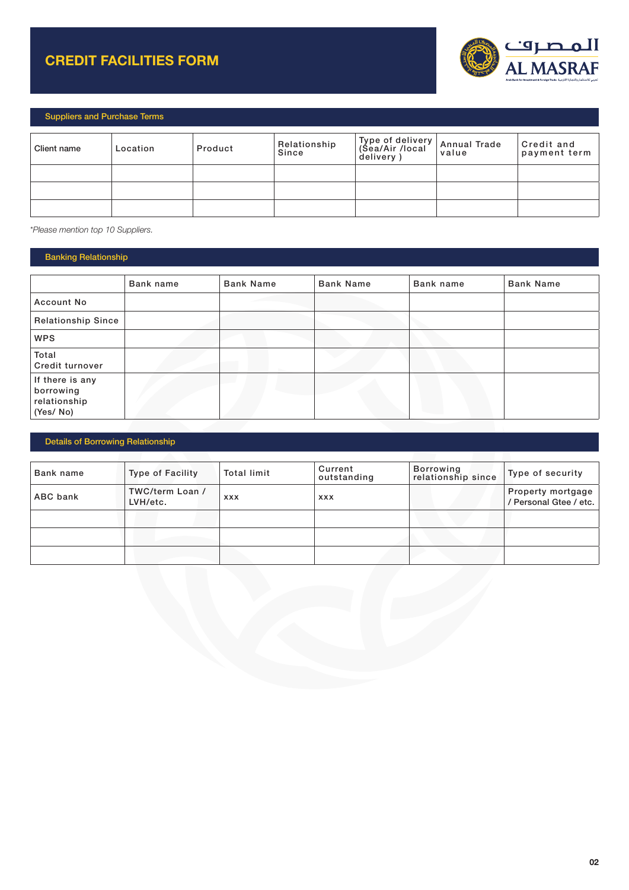# CREDIT FACILITIES FORM

## Suppliers and Purchase Terms

| Client name | Location | Product | Relationship Since | Type of delivery (Sea/Air /local delivery ) | Annual Trade value | Credit and payment term |
|---|---|---|---|---|---|---|
| | | | | | | |
| | | | | | | |
| | | | | | | |

*\*Please mention top 10 Suppliers.*

## Banking Relationship

| | Bank name | Bank Name | Bank Name | Bank name | Bank Name |
|---|---|---|---|---|---|
| Account No | | | | | |
| Relationship Since | | | | | |
| WPS | | | | | |
| Total Credit turnover | | | | | |
| If there is any borrowing relationship (Yes/ No) | | | | | |

## Details of Borrowing Relationship

| Bank name | Type of Facility | Total limit | Current outstanding | Borrowing relationship since | Type of security |
|---|---|---|---|---|---|
| ABC bank | TWC/term Loan / LVH/etc. | xxx | xxx | | Property mortgage / Personal Gtee / etc. |
| | | | | | |
| | | | | | |
| | | | | | |